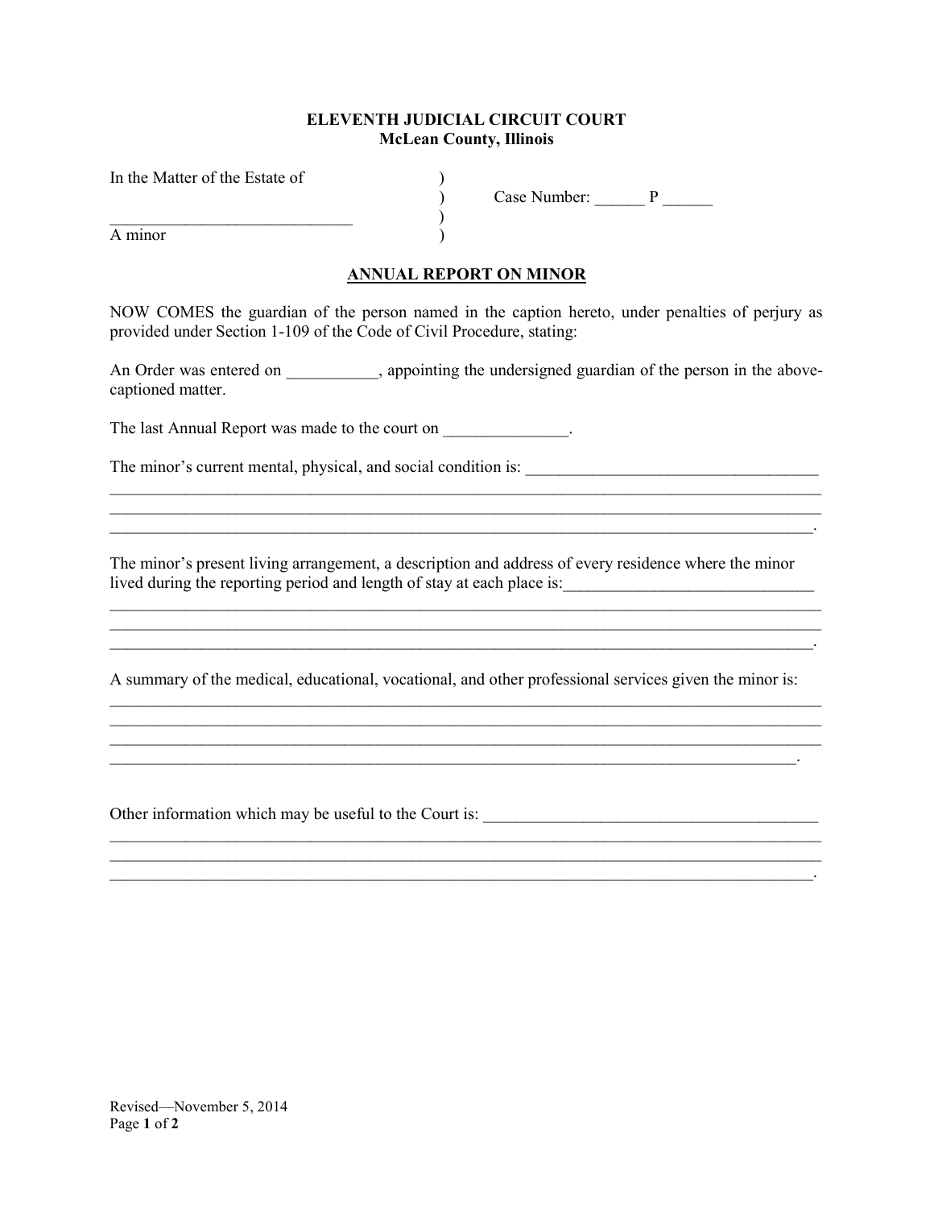**ELEVENTH JUDICIAL CIRCUIT COURT**
**McLean County, Illinois**

In the Matter of the Estate of )
) Case Number: ______ P ______
_____________________________ )
A minor )

**ANNUAL REPORT ON MINOR**

NOW COMES the guardian of the person named in the caption hereto, under penalties of perjury as provided under Section 1-109 of the Code of Civil Procedure, stating:

An Order was entered on ___________, appointing the undersigned guardian of the person in the above-captioned matter.

The last Annual Report was made to the court on _______________.

The minor's current mental, physical, and social condition is: ____________________________________
_____________________________________________________________________________________
_____________________________________________________________________________________
____________________________________________________________________________________.

The minor's present living arrangement, a description and address of every residence where the minor lived during the reporting period and length of stay at each place is:______________________________
_____________________________________________________________________________________
_____________________________________________________________________________________
____________________________________________________________________________________.

A summary of the medical, educational, vocational, and other professional services given the minor is:
_____________________________________________________________________________________
_____________________________________________________________________________________
_____________________________________________________________________________________
___________________________________________________________________________________.

Other information which may be useful to the Court is: ________________________________________
_____________________________________________________________________________________
_____________________________________________________________________________________
____________________________________________________________________________________.

Revised—November 5, 2014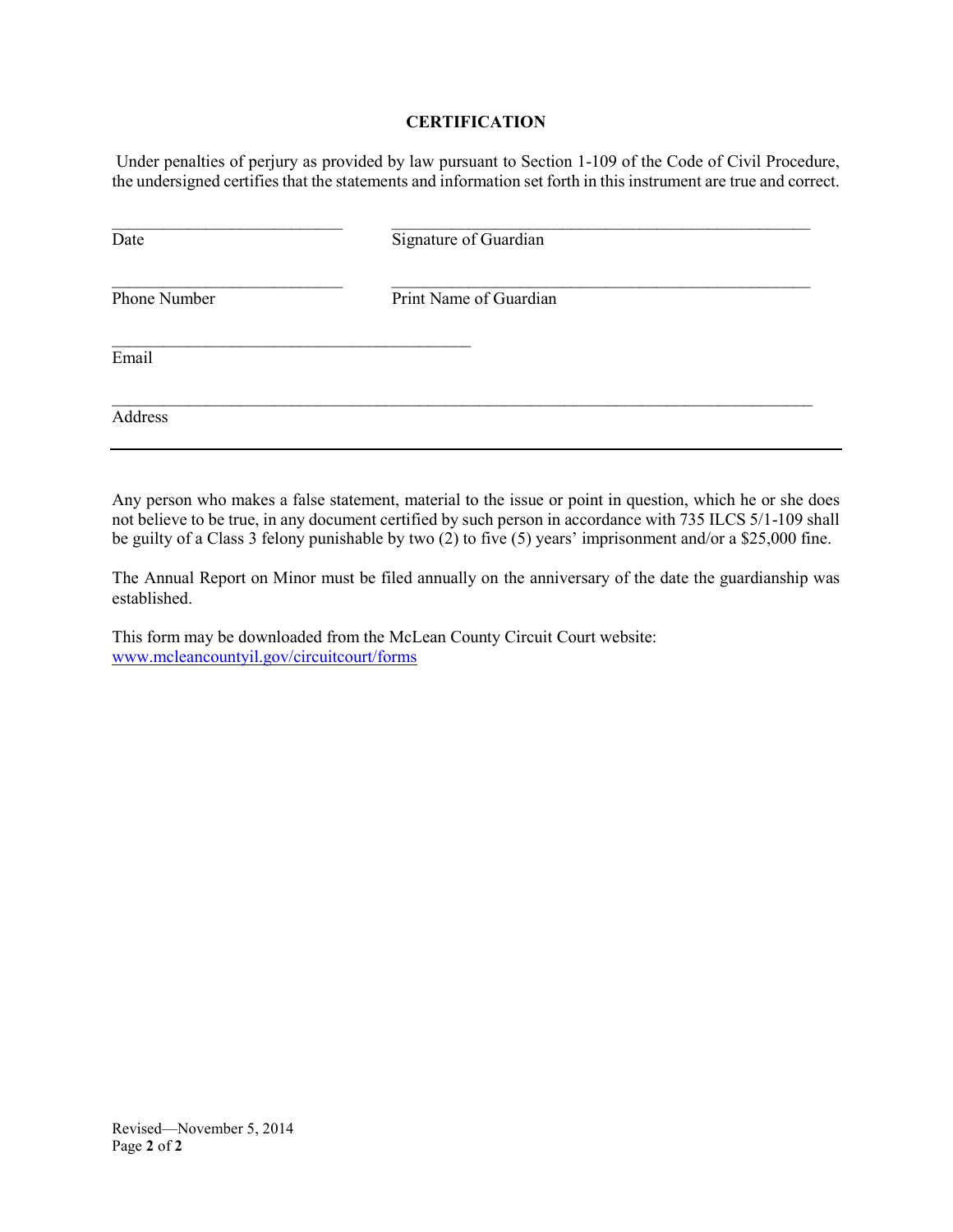## CERTIFICATION

Under penalties of perjury as provided by law pursuant to Section 1-109 of the Code of Civil Procedure, the undersigned certifies that the statements and information set forth in this instrument are true and correct.

| | |
|---|---|
| ____________________________ | __________________________________________________ |
| Date | Signature of Guardian |
| ____________________________ | __________________________________________________ |
| Phone Number | Print Name of Guardian |

___________________________________________

Email

_____________________________________________________________________________________

Address

---

Any person who makes a false statement, material to the issue or point in question, which he or she does not believe to be true, in any document certified by such person in accordance with 735 ILCS 5/1-109 shall be guilty of a Class 3 felony punishable by two (2) to five (5) years' imprisonment and/or a $25,000 fine.

The Annual Report on Minor must be filed annually on the anniversary of the date the guardianship was established.

This form may be downloaded from the McLean County Circuit Court website:
[www.mcleancountyil.gov/circuitcourt/forms](http://www.mcleancountyil.gov/circuitcourt/forms)

Revised—November 5, 2014